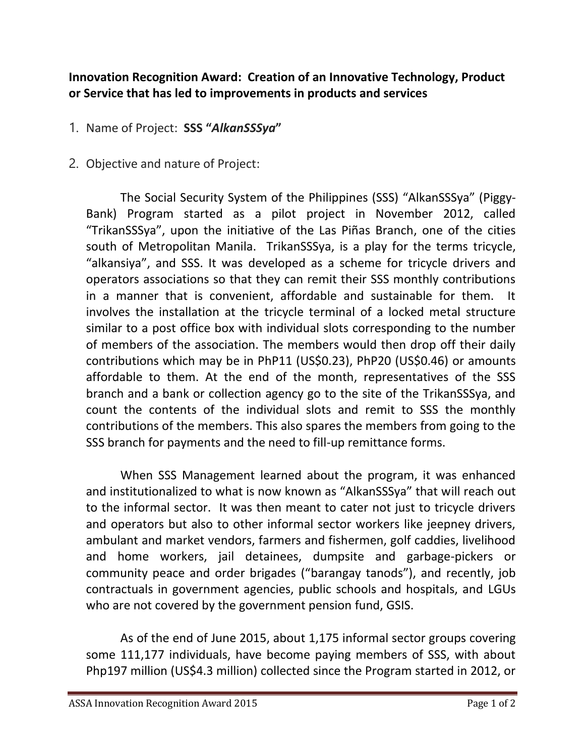**Innovation Recognition Award: Creation of an Innovative Technology, Product or Service that has led to improvements in products and services**

1. Name of Project: **SSS "*AlkanSSSya*"**

2. Objective and nature of Project:

The Social Security System of the Philippines (SSS) "AlkanSSSya" (Piggy-Bank) Program started as a pilot project in November 2012, called "TrikanSSSya", upon the initiative of the Las Piñas Branch, one of the cities south of Metropolitan Manila. TrikanSSSya, is a play for the terms tricycle, "alkansiya", and SSS. It was developed as a scheme for tricycle drivers and operators associations so that they can remit their SSS monthly contributions in a manner that is convenient, affordable and sustainable for them. It involves the installation at the tricycle terminal of a locked metal structure similar to a post office box with individual slots corresponding to the number of members of the association. The members would then drop off their daily contributions which may be in PhP11 (US$0.23), PhP20 (US$0.46) or amounts affordable to them. At the end of the month, representatives of the SSS branch and a bank or collection agency go to the site of the TrikanSSSya, and count the contents of the individual slots and remit to SSS the monthly contributions of the members. This also spares the members from going to the SSS branch for payments and the need to fill-up remittance forms.

When SSS Management learned about the program, it was enhanced and institutionalized to what is now known as "AlkanSSSya" that will reach out to the informal sector. It was then meant to cater not just to tricycle drivers and operators but also to other informal sector workers like jeepney drivers, ambulant and market vendors, farmers and fishermen, golf caddies, livelihood and home workers, jail detainees, dumpsite and garbage-pickers or community peace and order brigades ("barangay tanods"), and recently, job contractuals in government agencies, public schools and hospitals, and LGUs who are not covered by the government pension fund, GSIS.

As of the end of June 2015, about 1,175 informal sector groups covering some 111,177 individuals, have become paying members of SSS, with about Php197 million (US$4.3 million) collected since the Program started in 2012, or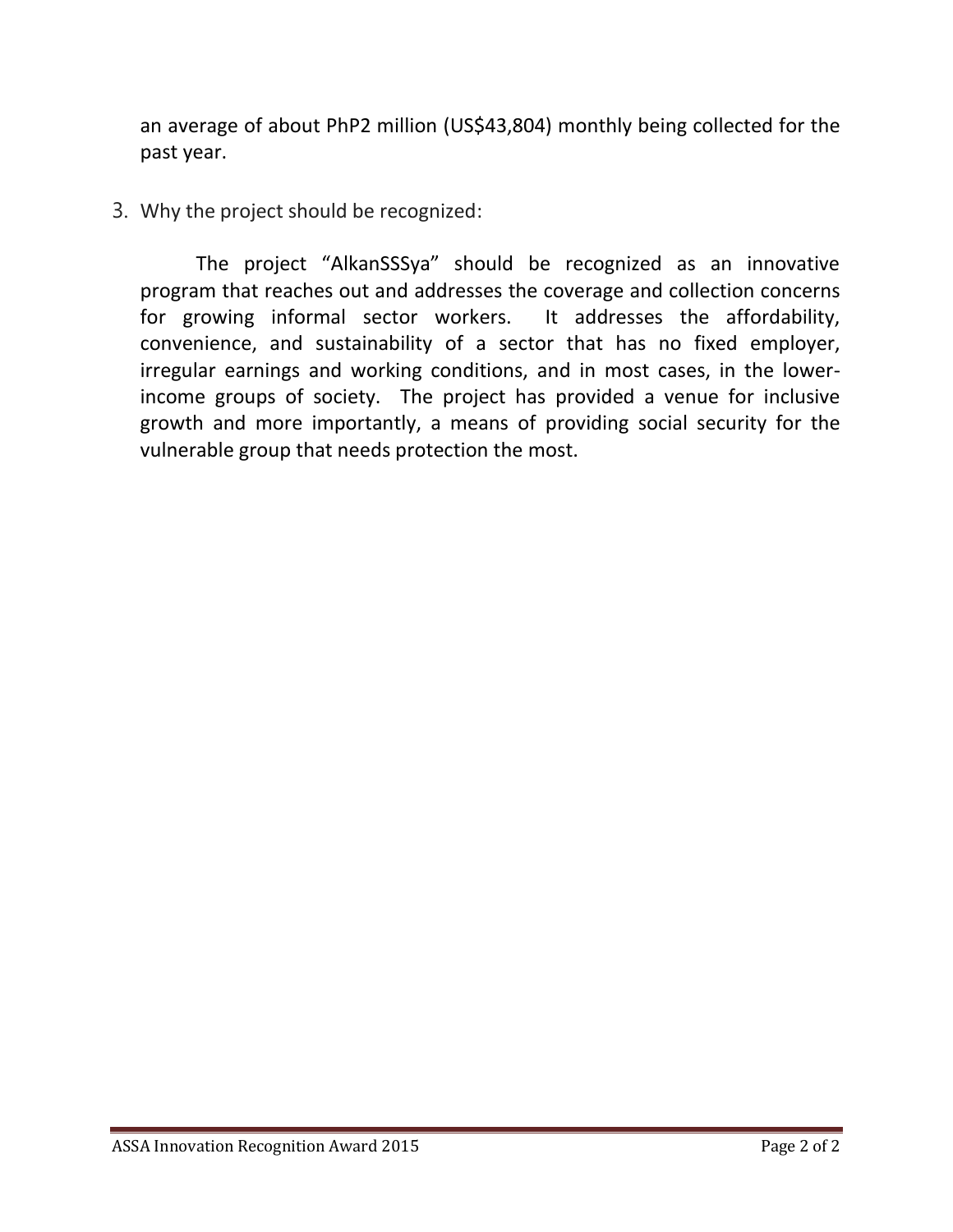an average of about PhP2 million (US$43,804) monthly being collected for the past year.

3. Why the project should be recognized:

   The project "AlkanSSSya" should be recognized as an innovative program that reaches out and addresses the coverage and collection concerns for growing informal sector workers. It addresses the affordability, convenience, and sustainability of a sector that has no fixed employer, irregular earnings and working conditions, and in most cases, in the lower-income groups of society. The project has provided a venue for inclusive growth and more importantly, a means of providing social security for the vulnerable group that needs protection the most.